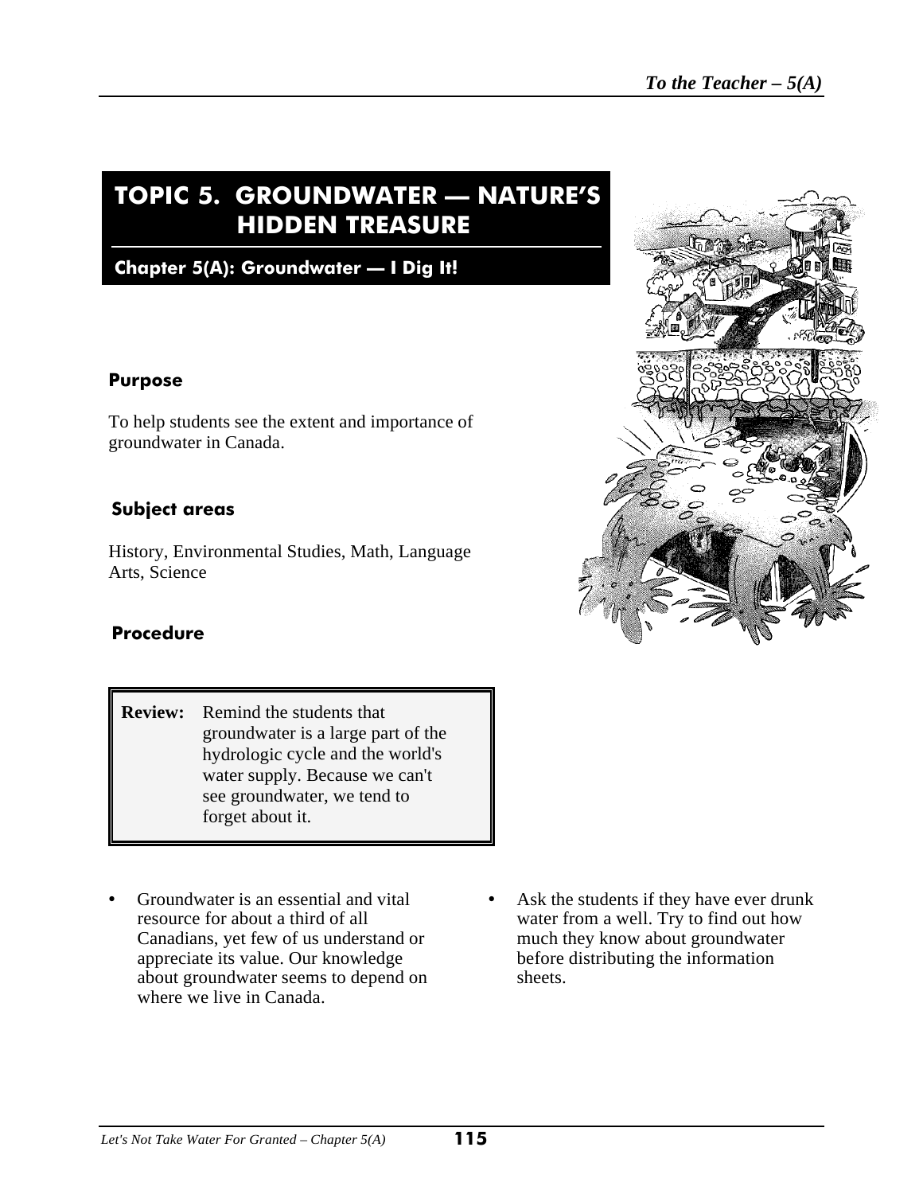# TOPIC 5. GROUNDWATER — NATURE'S HIDDEN TREASURE

## Chapter 5(A): Groundwater — I Dig It!

### Purpose

To help students see the extent and importance of groundwater in Canada.

### Subject areas

History, Environmental Studies, Math, Language Arts, Science

### Procedure

> **Review:** Remind the students that groundwater is a large part of the hydrologic cycle and the world's water supply. Because we can't see groundwater, we tend to forget about it.

- Groundwater is an essential and vital resource for about a third of all Canadians, yet few of us understand or appreciate its value. Our knowledge about groundwater seems to depend on where we live in Canada.
- Ask the students if they have ever drunk water from a well. Try to find out how much they know about groundwater before distributing the information sheets.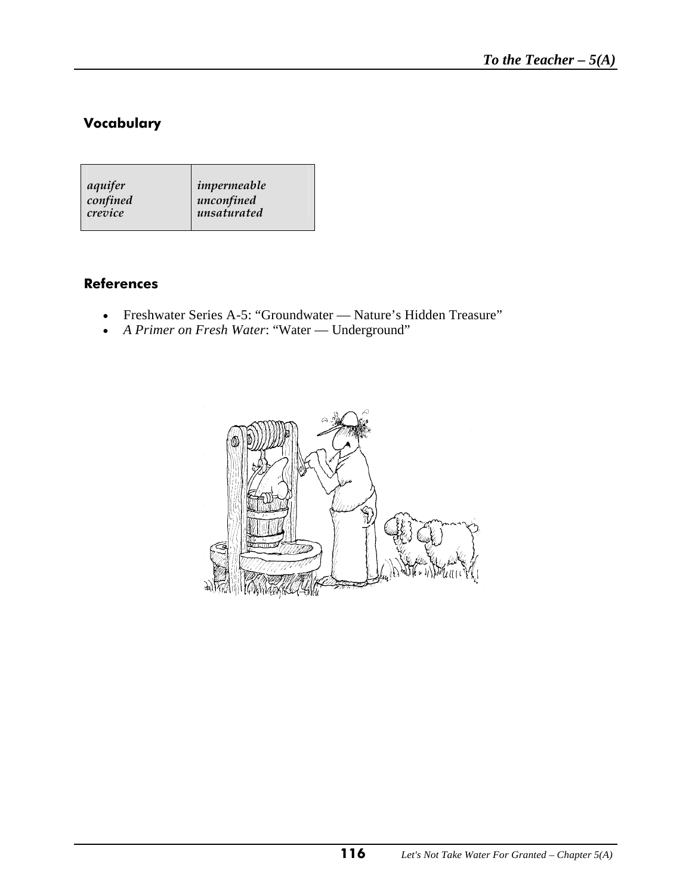## Vocabulary

| | |
|---|---|
| *aquifer* | *impermeable* |
| *confined* | *unconfined* |
| *crevice* | *unsaturated* |

## References

- Freshwater Series A-5: "Groundwater — Nature's Hidden Treasure"
- *A Primer on Fresh Water*: "Water — Underground"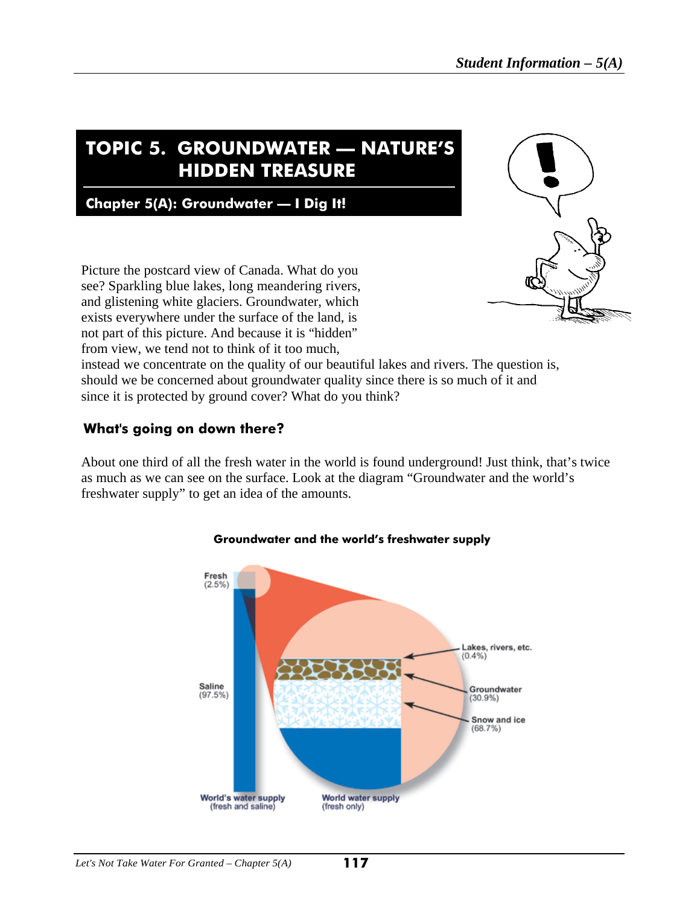# TOPIC 5. GROUNDWATER — NATURE'S HIDDEN TREASURE

## Chapter 5(A): Groundwater — I Dig It!

Picture the postcard view of Canada. What do you see? Sparkling blue lakes, long meandering rivers, and glistening white glaciers. Groundwater, which exists everywhere under the surface of the land, is not part of this picture. And because it is "hidden" from view, we tend not to think of it too much, instead we concentrate on the quality of our beautiful lakes and rivers. The question is, should we be concerned about groundwater quality since there is so much of it and since it is protected by ground cover? What do you think?

### What's going on down there?

About one third of all the fresh water in the world is found underground! Just think, that's twice as much as we can see on the surface. Look at the diagram "Groundwater and the world's freshwater supply" to get an idea of the amounts.

**Groundwater and the world's freshwater supply**

Fresh (2.5%)

Saline (97.5%)

World's water supply (fresh and saline)

Lakes, rivers, etc. (0.4%)

Groundwater (30.9%)

Snow and ice (68.7%)

World water supply (fresh only)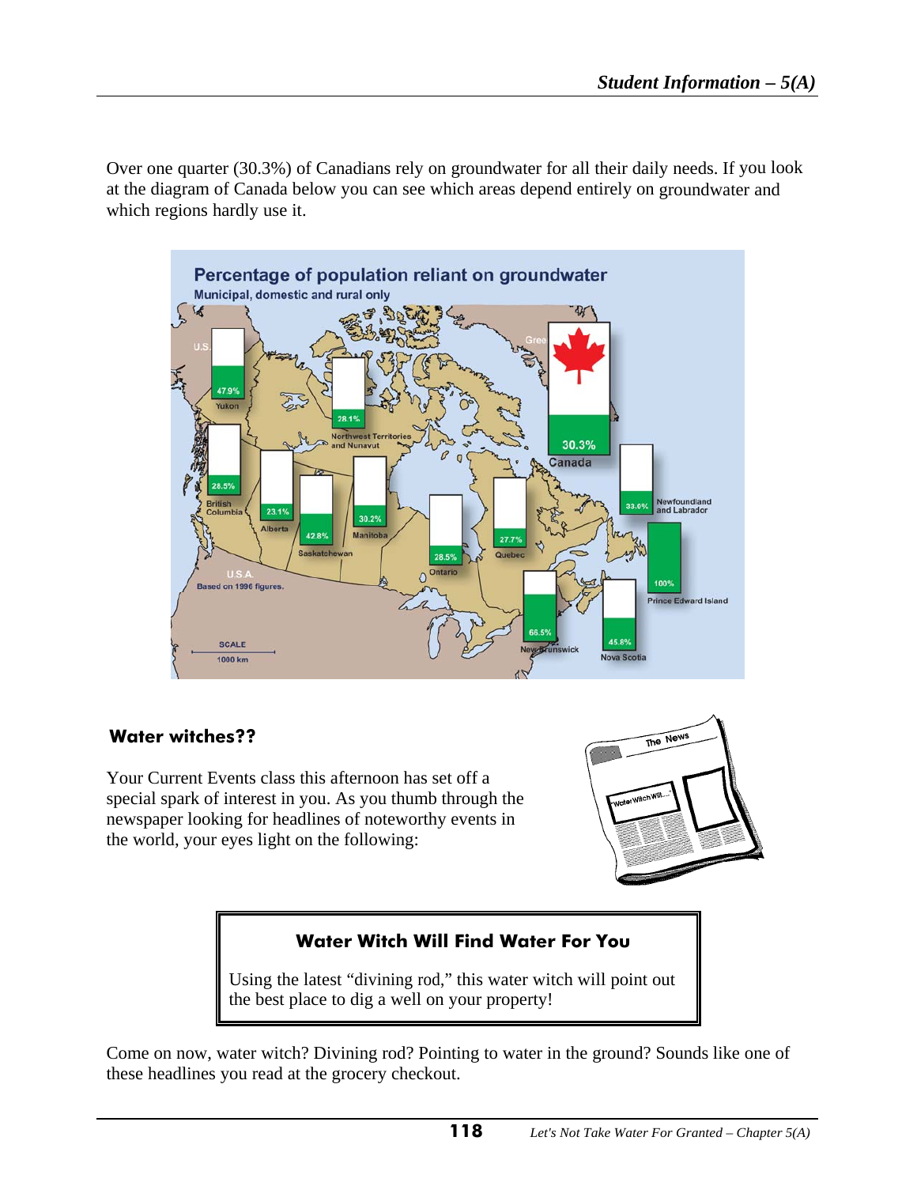Over one quarter (30.3%) of Canadians rely on groundwater for all their daily needs. If you look at the diagram of Canada below you can see which areas depend entirely on groundwater and which regions hardly use it.

**Percentage of population reliant on groundwater**
Municipal, domestic and rural only

| Region | Percentage |
| --- | --- |
| Yukon | 47.9% |
| Northwest Territories and Nunavut | 28.1% |
| British Columbia | 28.5% |
| Alberta | 23.1% |
| Saskatchewan | 42.8% |
| Manitoba | 30.2% |
| Ontario | 28.5% |
| Quebec | 27.7% |
| Newfoundland and Labrador | 33.0% |
| Prince Edward Island | 100% |
| New Brunswick | 66.5% |
| Nova Scotia | 45.8% |
| Canada | 30.3% |

Based on 1996 figures.

### Water witches??

Your Current Events class this afternoon has set off a special spark of interest in you. As you thumb through the newspaper looking for headlines of noteworthy events in the world, your eyes light on the following:

> **Water Witch Will Find Water For You**
>
> Using the latest "divining rod," this water witch will point out the best place to dig a well on your property!

Come on now, water witch? Divining rod? Pointing to water in the ground? Sounds like one of these headlines you read at the grocery checkout.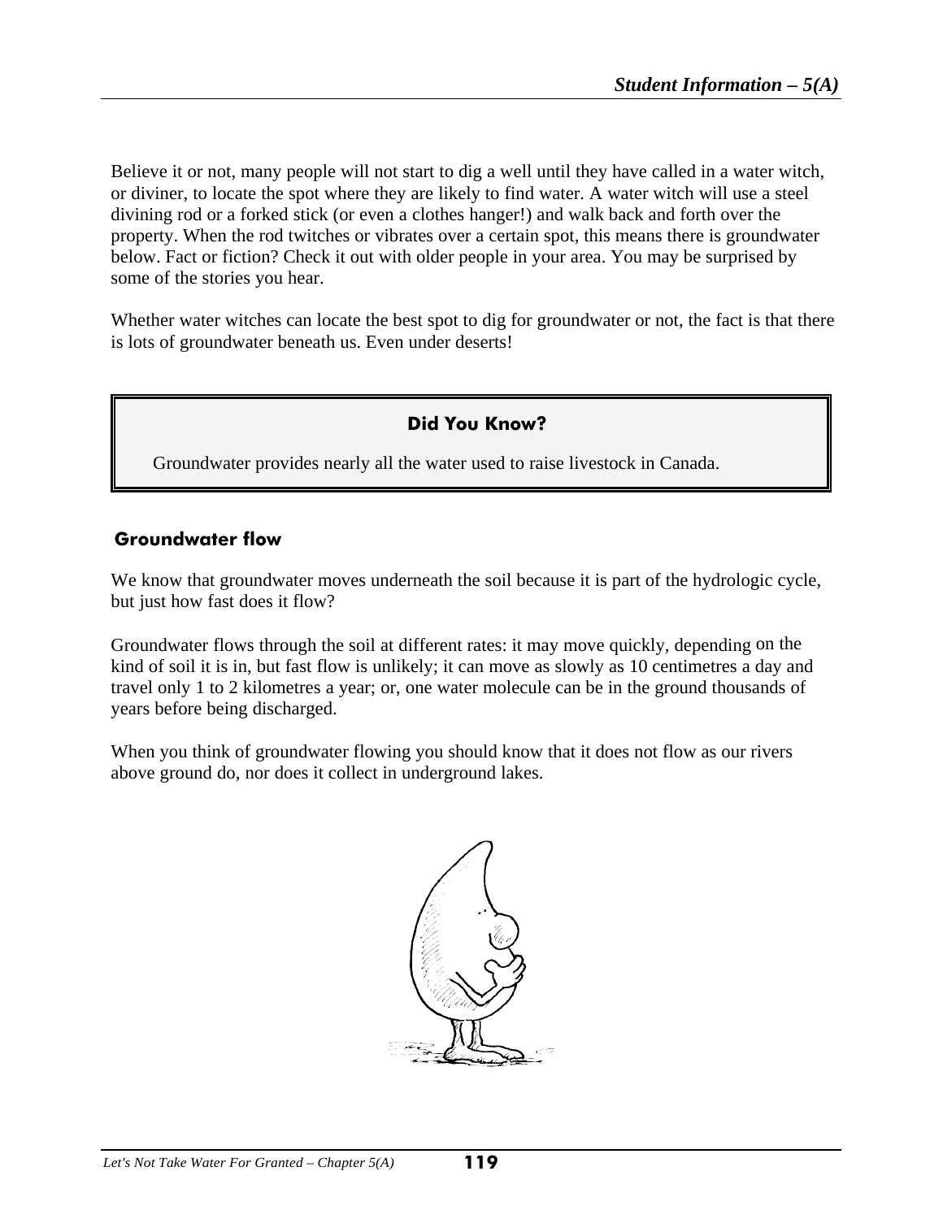Believe it or not, many people will not start to dig a well until they have called in a water witch, or diviner, to locate the spot where they are likely to find water. A water witch will use a steel divining rod or a forked stick (or even a clothes hanger!) and walk back and forth over the property. When the rod twitches or vibrates over a certain spot, this means there is groundwater below. Fact or fiction? Check it out with older people in your area. You may be surprised by some of the stories you hear.

Whether water witches can locate the best spot to dig for groundwater or not, the fact is that there is lots of groundwater beneath us. Even under deserts!

> **Did You Know?**
>
> Groundwater provides nearly all the water used to raise livestock in Canada.

## Groundwater flow

We know that groundwater moves underneath the soil because it is part of the hydrologic cycle, but just how fast does it flow?

Groundwater flows through the soil at different rates: it may move quickly, depending on the kind of soil it is in, but fast flow is unlikely; it can move as slowly as 10 centimetres a day and travel only 1 to 2 kilometres a year; or, one water molecule can be in the ground thousands of years before being discharged.

When you think of groundwater flowing you should know that it does not flow as our rivers above ground do, nor does it collect in underground lakes.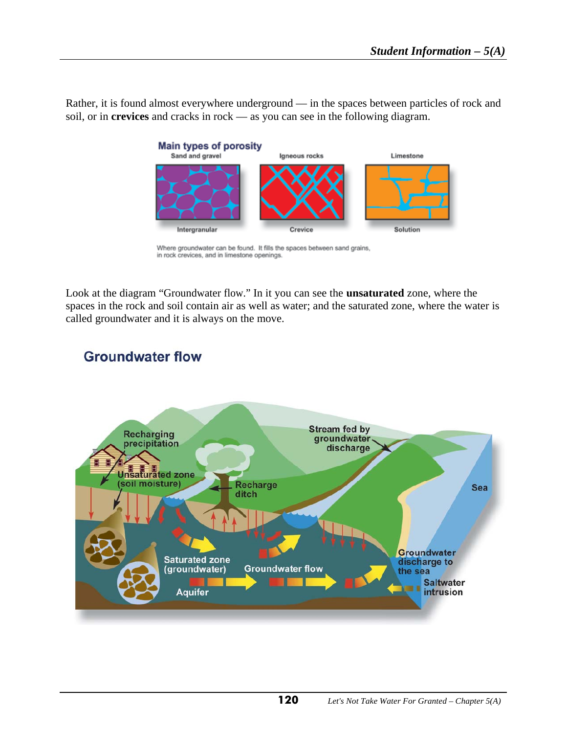Rather, it is found almost everywhere underground — in the spaces between particles of rock and soil, or in **crevices** and cracks in rock — as you can see in the following diagram.

Main types of porosity

Sand and gravel | Igneous rocks | Limestone

Intergranular | Crevice | Solution

Where groundwater can be found. It fills the spaces between sand grains, in rock crevices, and in limestone openings.

Look at the diagram "Groundwater flow." In it you can see the **unsaturated** zone, where the spaces in the rock and soil contain air as well as water; and the saturated zone, where the water is called groundwater and it is always on the move.

## Groundwater flow

Recharging precipitation

Unsaturated zone (soil moisture)

Recharge ditch

Stream fed by groundwater discharge

Sea

Saturated zone (groundwater)

Groundwater flow

Aquifer

Groundwater discharge to the sea

Saltwater intrusion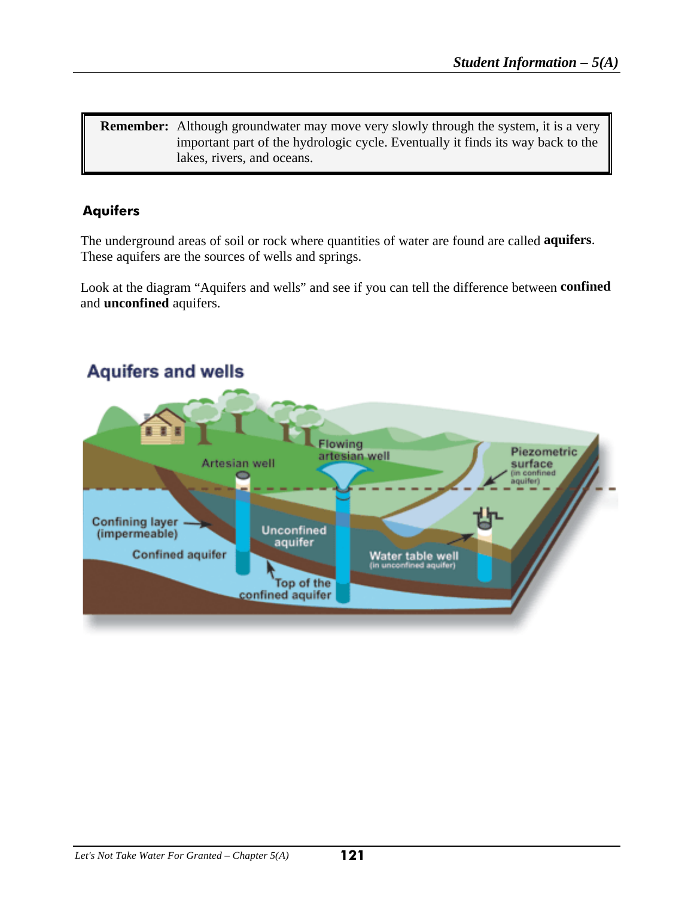> **Remember:** Although groundwater may move very slowly through the system, it is a very important part of the hydrologic cycle. Eventually it finds its way back to the lakes, rivers, and oceans.

## Aquifers

The underground areas of soil or rock where quantities of water are found are called **aquifers**. These aquifers are the sources of wells and springs.

Look at the diagram "Aquifers and wells" and see if you can tell the difference between **confined** and **unconfined** aquifers.

### Aquifers and wells

Artesian well

Flowing artesian well

Piezometric surface (in confined aquifer)

Confining layer (impermeable)

Unconfined aquifer

Confined aquifer

Water table well (in unconfined aquifer)

Top of the confined aquifer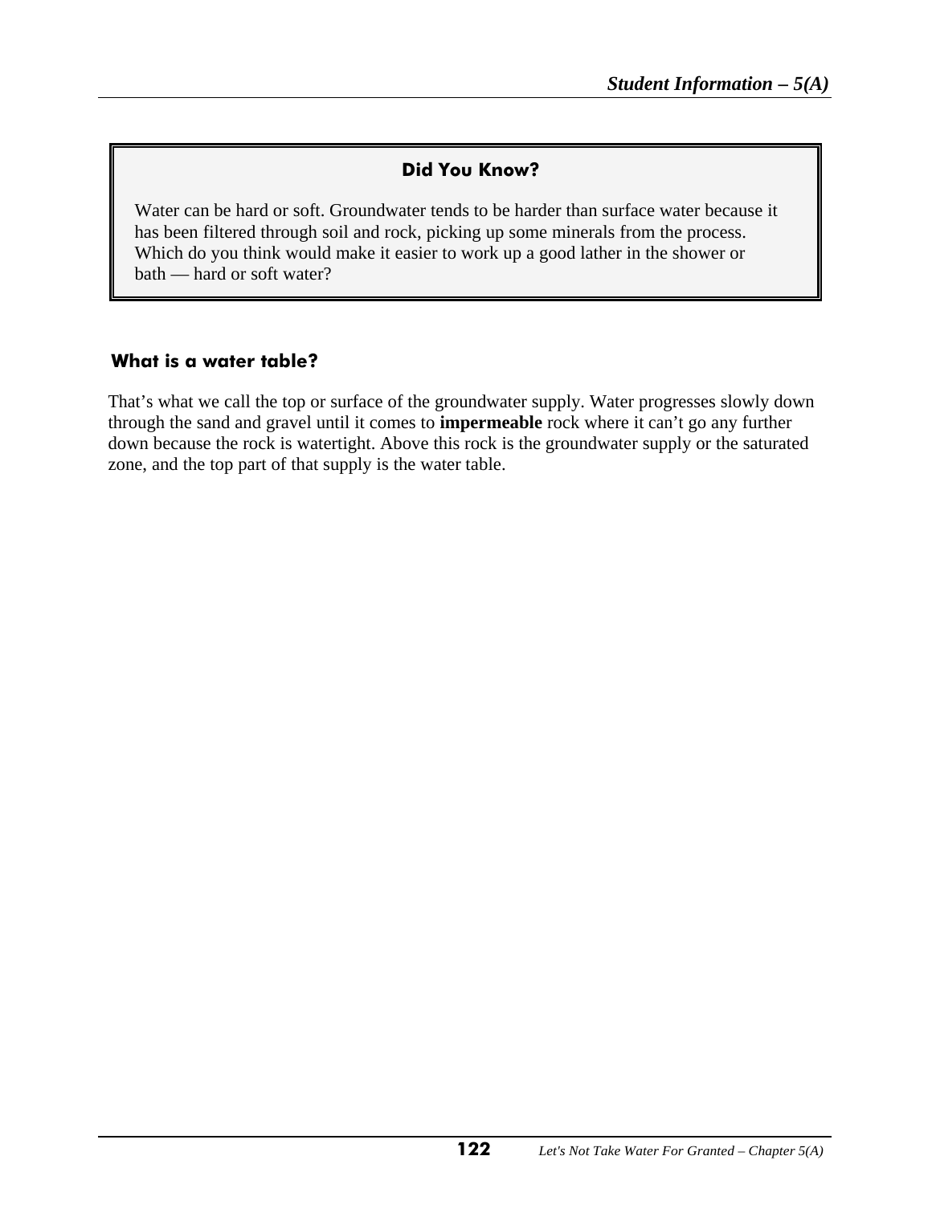### Did You Know?

Water can be hard or soft. Groundwater tends to be harder than surface water because it has been filtered through soil and rock, picking up some minerals from the process. Which do you think would make it easier to work up a good lather in the shower or bath — hard or soft water?

### What is a water table?

That's what we call the top or surface of the groundwater supply. Water progresses slowly down through the sand and gravel until it comes to **impermeable** rock where it can't go any further down because the rock is watertight. Above this rock is the groundwater supply or the saturated zone, and the top part of that supply is the water table.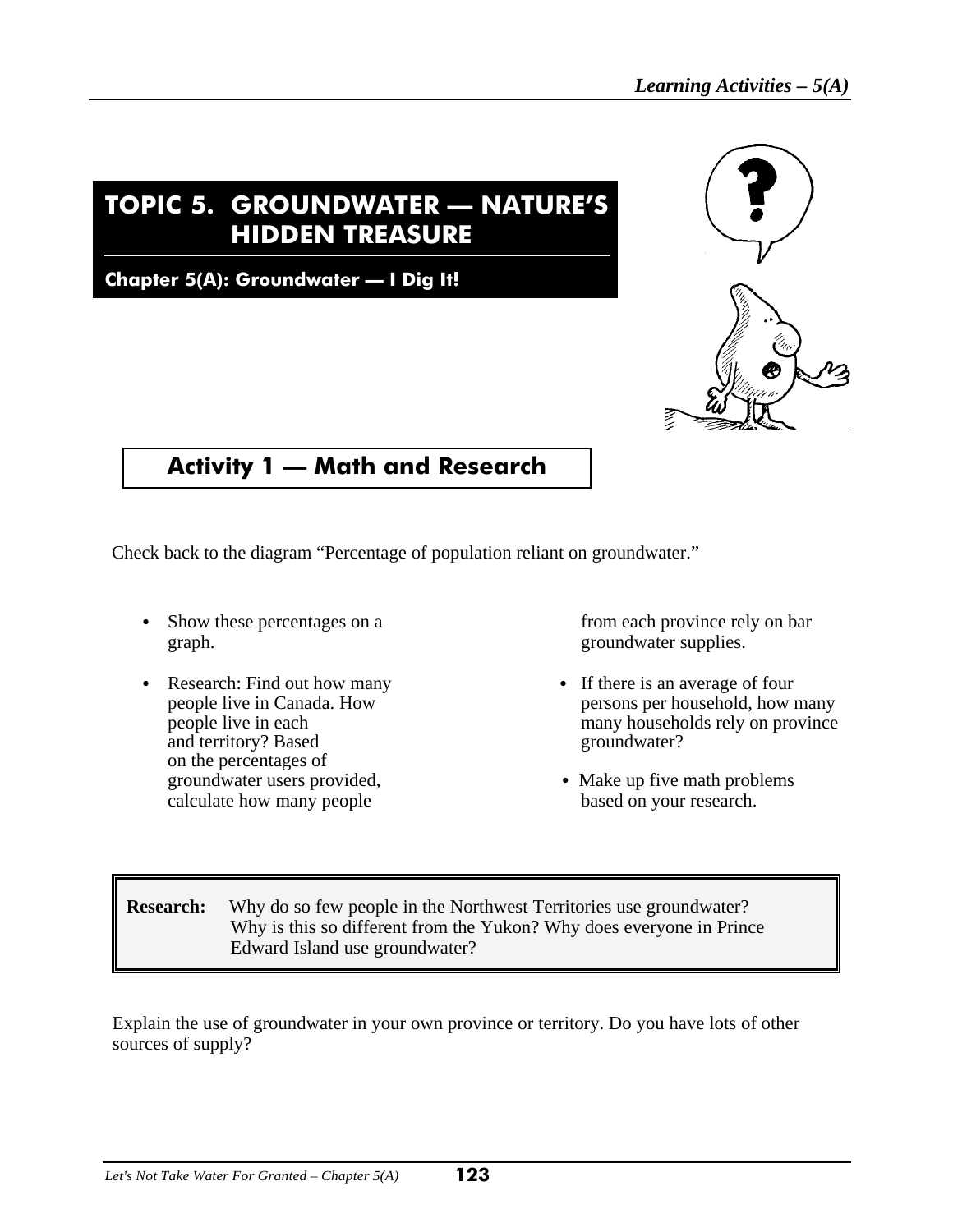# TOPIC 5. GROUNDWATER — NATURE'S HIDDEN TREASURE

## Chapter 5(A): Groundwater — I Dig It!

## Activity 1 — Math and Research

Check back to the diagram "Percentage of population reliant on groundwater."

- Show these percentages on a graph.
- Research: Find out how many people live in Canada. How people live in each and territory? Based on the percentages of groundwater users provided, calculate how many people from each province rely on bar groundwater supplies.
- If there is an average of four persons per household, how many many households rely on province groundwater?
- Make up five math problems based on your research.

**Research:** Why do so few people in the Northwest Territories use groundwater? Why is this so different from the Yukon? Why does everyone in Prince Edward Island use groundwater?

Explain the use of groundwater in your own province or territory. Do you have lots of other sources of supply?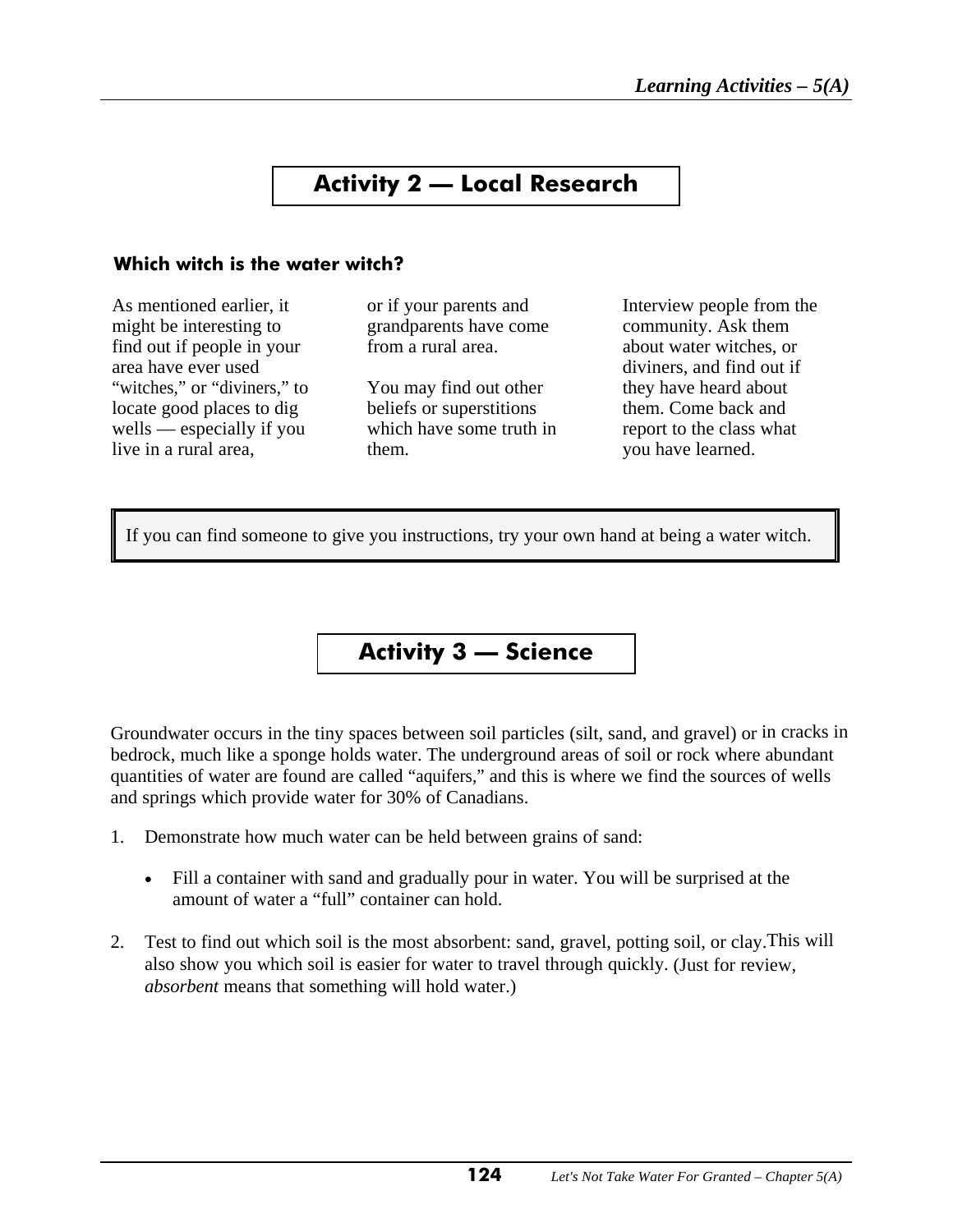## Activity 2 — Local Research

### Which witch is the water witch?

As mentioned earlier, it might be interesting to find out if people in your area have ever used "witches," or "diviners," to locate good places to dig wells — especially if you live in a rural area, or if your parents and grandparents have come from a rural area.

You may find out other beliefs or superstitions which have some truth in them.

Interview people from the community. Ask them about water witches, or diviners, and find out if they have heard about them. Come back and report to the class what you have learned.

> If you can find someone to give you instructions, try your own hand at being a water witch.

## Activity 3 — Science

Groundwater occurs in the tiny spaces between soil particles (silt, sand, and gravel) or in cracks in bedrock, much like a sponge holds water. The underground areas of soil or rock where abundant quantities of water are found are called "aquifers," and this is where we find the sources of wells and springs which provide water for 30% of Canadians.

1. Demonstrate how much water can be held between grains of sand:

   - Fill a container with sand and gradually pour in water. You will be surprised at the amount of water a "full" container can hold.

2. Test to find out which soil is the most absorbent: sand, gravel, potting soil, or clay. This will also show you which soil is easier for water to travel through quickly. (Just for review, *absorbent* means that something will hold water.)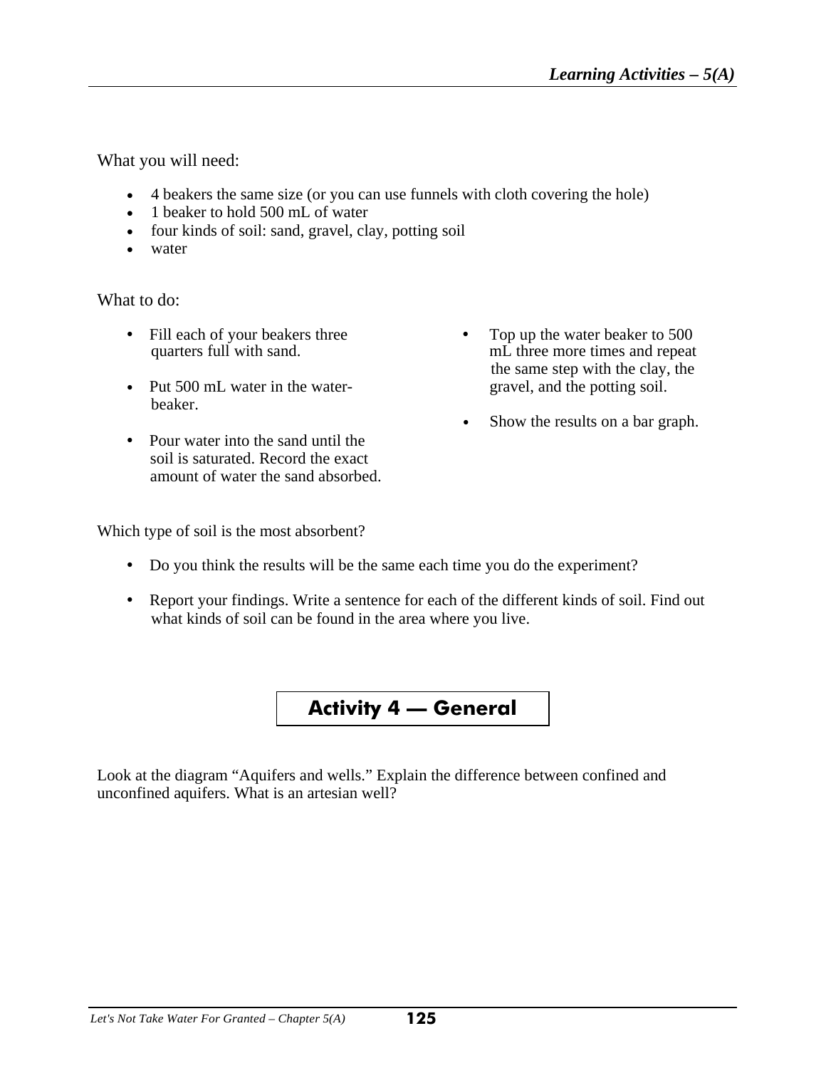What you will need:

- 4 beakers the same size (or you can use funnels with cloth covering the hole)
- 1 beaker to hold 500 mL of water
- four kinds of soil: sand, gravel, clay, potting soil
- water

What to do:

- Fill each of your beakers three quarters full with sand.
- Put 500 mL water in the water-beaker.
- Pour water into the sand until the soil is saturated. Record the exact amount of water the sand absorbed.
- Top up the water beaker to 500 mL three more times and repeat the same step with the clay, the gravel, and the potting soil.
- Show the results on a bar graph.

Which type of soil is the most absorbent?

- Do you think the results will be the same each time you do the experiment?
- Report your findings. Write a sentence for each of the different kinds of soil. Find out what kinds of soil can be found in the area where you live.

## Activity 4 — General

Look at the diagram "Aquifers and wells." Explain the difference between confined and unconfined aquifers. What is an artesian well?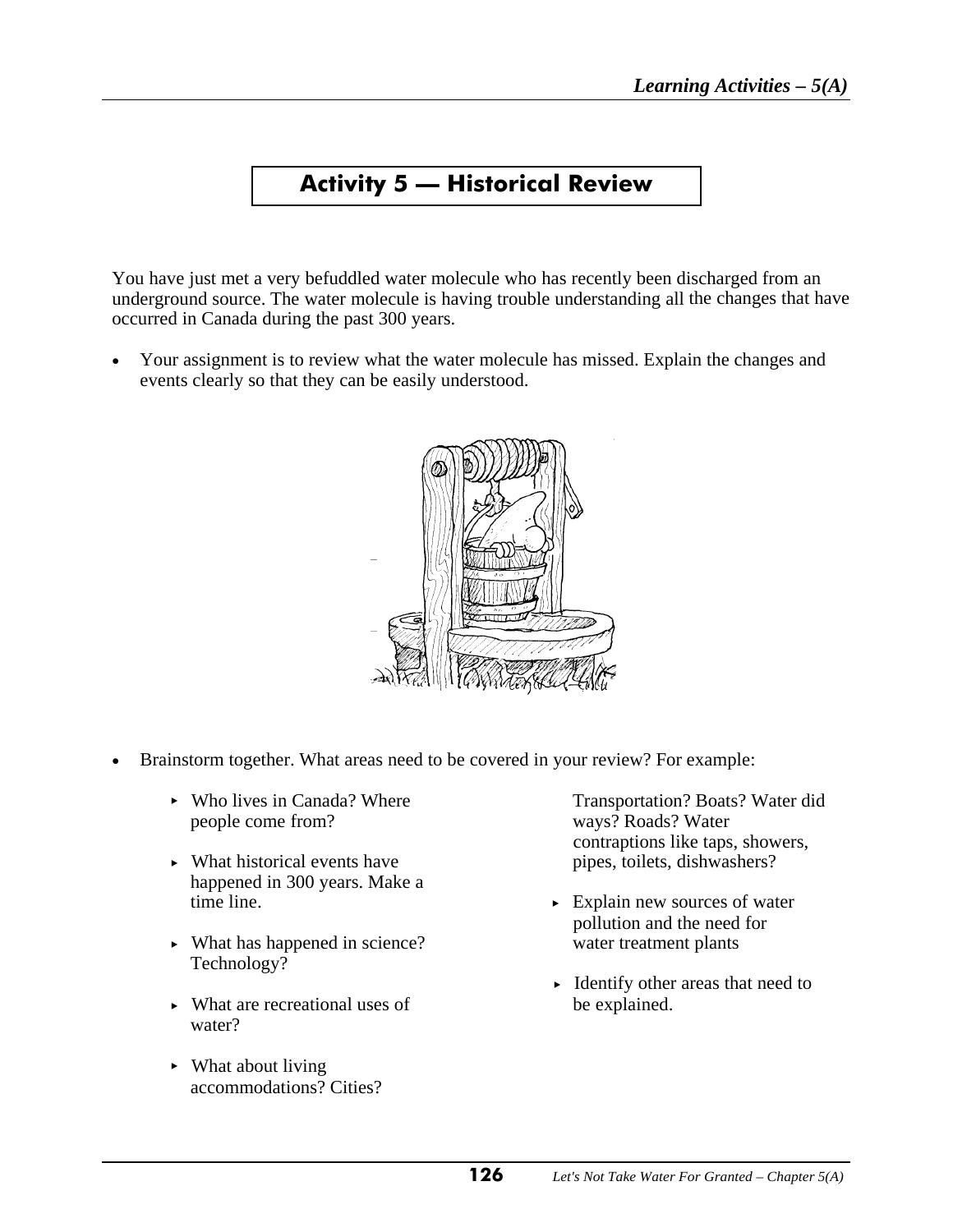# Activity 5 — Historical Review

You have just met a very befuddled water molecule who has recently been discharged from an underground source. The water molecule is having trouble understanding all the changes that have occurred in Canada during the past 300 years.

- Your assignment is to review what the water molecule has missed. Explain the changes and events clearly so that they can be easily understood.

- Brainstorm together. What areas need to be covered in your review? For example:

  - Who lives in Canada? Where people come from?
  - What historical events have happened in 300 years. Make a time line.
  - What has happened in science? Technology?
  - What are recreational uses of water?
  - What about living accommodations? Cities? Transportation? Boats? Water did ways? Roads? Water contraptions like taps, showers, pipes, toilets, dishwashers?
  - Explain new sources of water pollution and the need for water treatment plants
  - Identify other areas that need to be explained.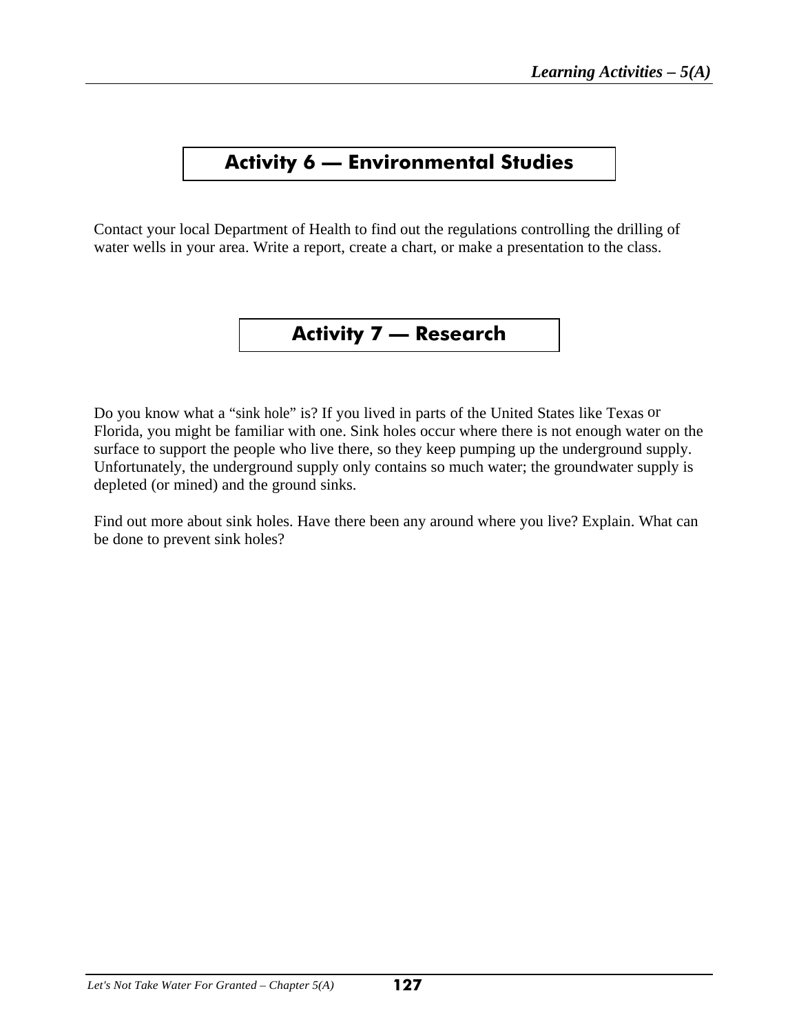## Activity 6 — Environmental Studies

Contact your local Department of Health to find out the regulations controlling the drilling of water wells in your area. Write a report, create a chart, or make a presentation to the class.

## Activity 7 — Research

Do you know what a "sink hole" is? If you lived in parts of the United States like Texas or Florida, you might be familiar with one. Sink holes occur where there is not enough water on the surface to support the people who live there, so they keep pumping up the underground supply. Unfortunately, the underground supply only contains so much water; the groundwater supply is depleted (or mined) and the ground sinks.

Find out more about sink holes. Have there been any around where you live? Explain. What can be done to prevent sink holes?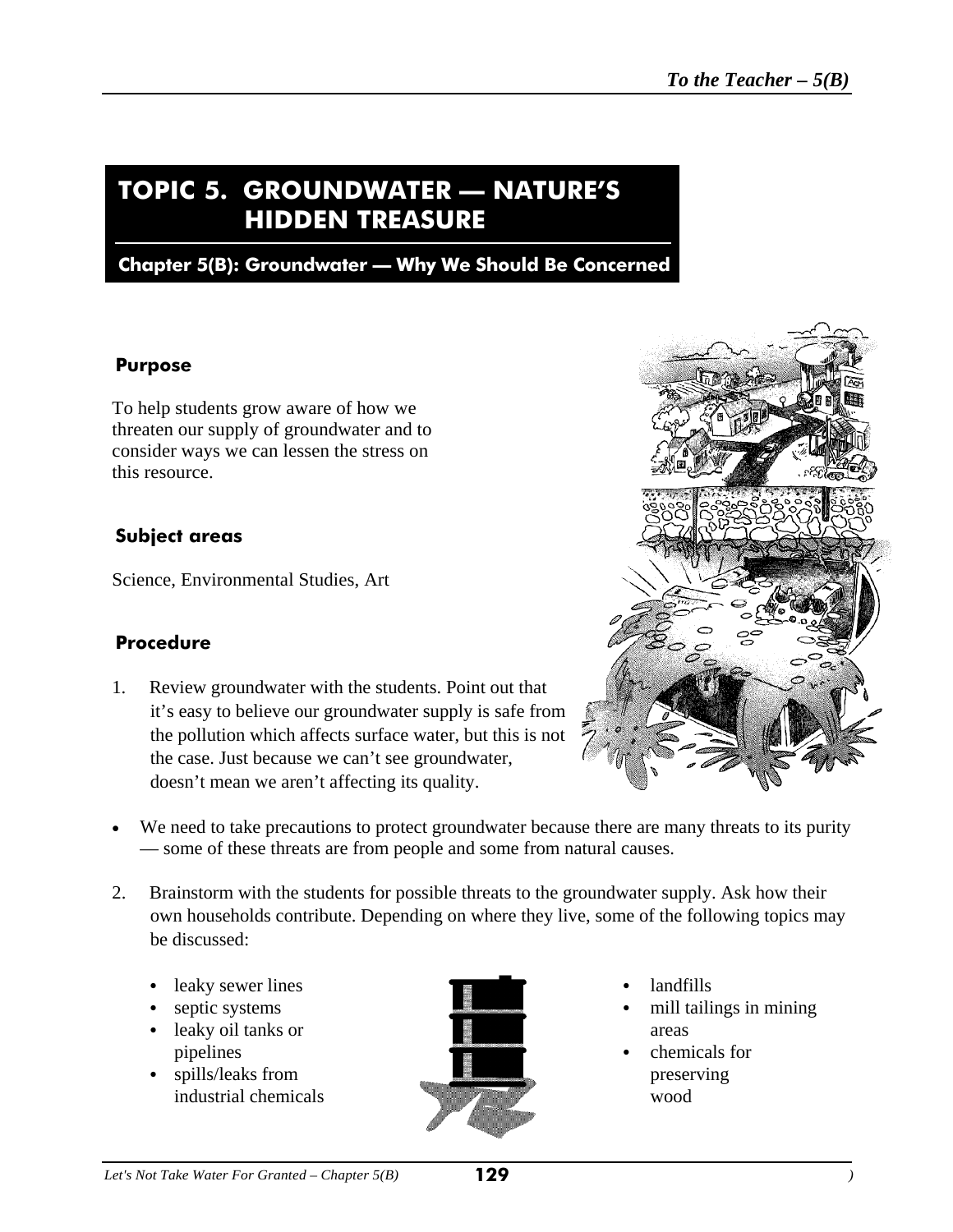# TOPIC 5. GROUNDWATER — NATURE'S HIDDEN TREASURE

## Chapter 5(B): Groundwater — Why We Should Be Concerned

### Purpose

To help students grow aware of how we threaten our supply of groundwater and to consider ways we can lessen the stress on this resource.

### Subject areas

Science, Environmental Studies, Art

### Procedure

1. Review groundwater with the students. Point out that it's easy to believe our groundwater supply is safe from the pollution which affects surface water, but this is not the case. Just because we can't see groundwater, doesn't mean we aren't affecting its quality.

- We need to take precautions to protect groundwater because there are many threats to its purity — some of these threats are from people and some from natural causes.

2. Brainstorm with the students for possible threats to the groundwater supply. Ask how their own households contribute. Depending on where they live, some of the following topics may be discussed:

   - leaky sewer lines
   - septic systems
   - leaky oil tanks or pipelines
   - spills/leaks from industrial chemicals
   - landfills
   - mill tailings in mining areas
   - chemicals for preserving wood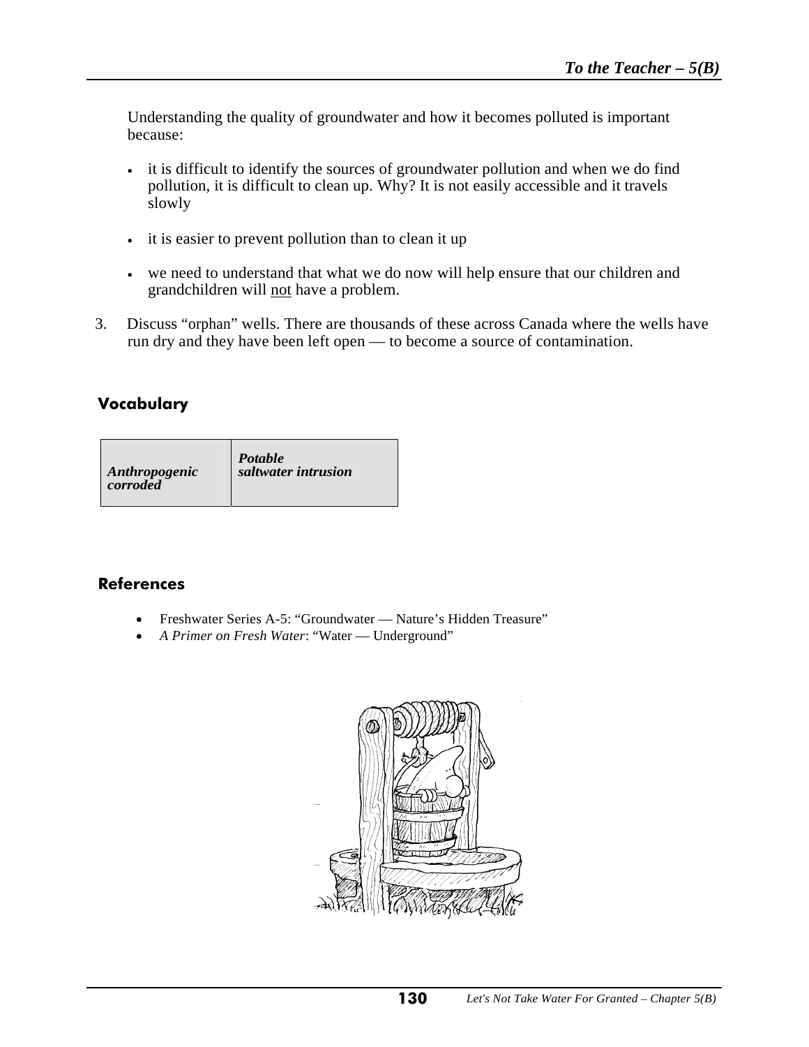Understanding the quality of groundwater and how it becomes polluted is important because:

- it is difficult to identify the sources of groundwater pollution and when we do find pollution, it is difficult to clean up. Why? It is not easily accessible and it travels slowly

- it is easier to prevent pollution than to clean it up

- we need to understand that what we do now will help ensure that our children and grandchildren will <u>not</u> have a problem.

3. Discuss "orphan" wells. There are thousands of these across Canada where the wells have run dry and they have been left open — to become a source of contamination.

## Vocabulary

| | |
|---|---|
| ***Anthropogenic*** <br> ***corroded*** | ***Potable*** <br> ***saltwater intrusion*** |

## References

- Freshwater Series A-5: "Groundwater — Nature's Hidden Treasure"
- *A Primer on Fresh Water*: "Water — Underground"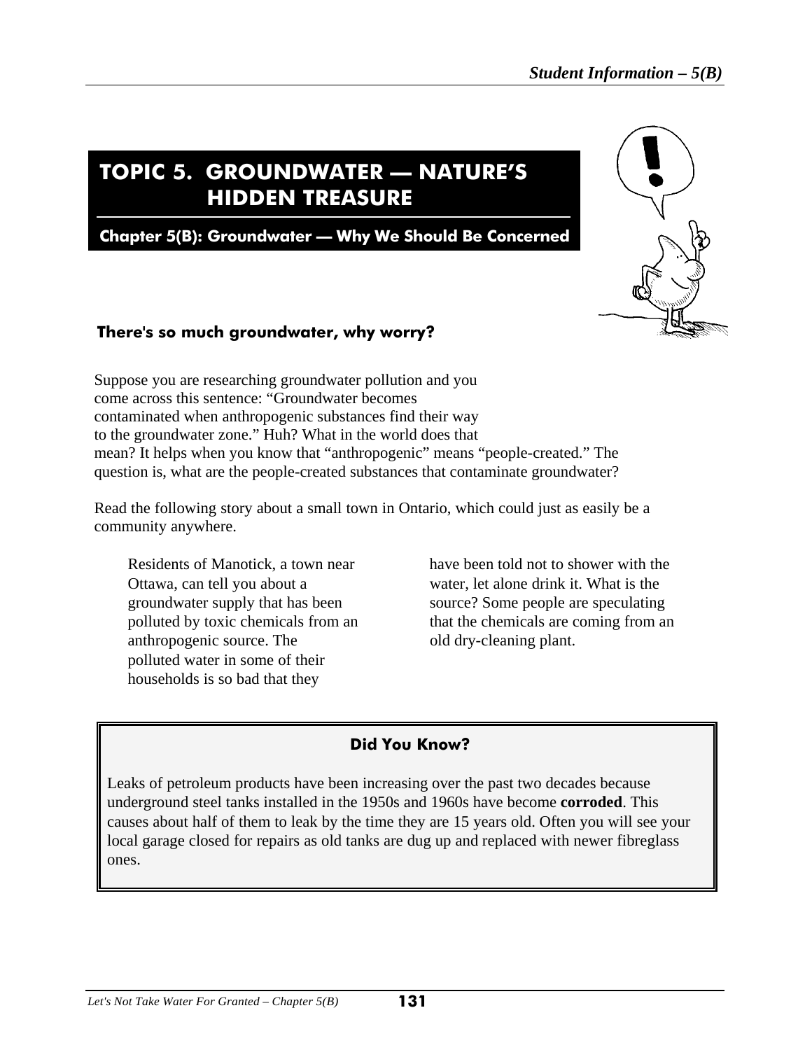# TOPIC 5. GROUNDWATER — NATURE'S HIDDEN TREASURE

## Chapter 5(B): Groundwater — Why We Should Be Concerned

### There's so much groundwater, why worry?

Suppose you are researching groundwater pollution and you come across this sentence: "Groundwater becomes contaminated when anthropogenic substances find their way to the groundwater zone." Huh? What in the world does that mean? It helps when you know that "anthropogenic" means "people-created." The question is, what are the people-created substances that contaminate groundwater?

Read the following story about a small town in Ontario, which could just as easily be a community anywhere.

> Residents of Manotick, a town near Ottawa, can tell you about a groundwater supply that has been polluted by toxic chemicals from an anthropogenic source. The polluted water in some of their households is so bad that they have been told not to shower with the water, let alone drink it. What is the source? Some people are speculating that the chemicals are coming from an old dry-cleaning plant.

**Did You Know?**

Leaks of petroleum products have been increasing over the past two decades because underground steel tanks installed in the 1950s and 1960s have become **corroded**. This causes about half of them to leak by the time they are 15 years old. Often you will see your local garage closed for repairs as old tanks are dug up and replaced with newer fibreglass ones.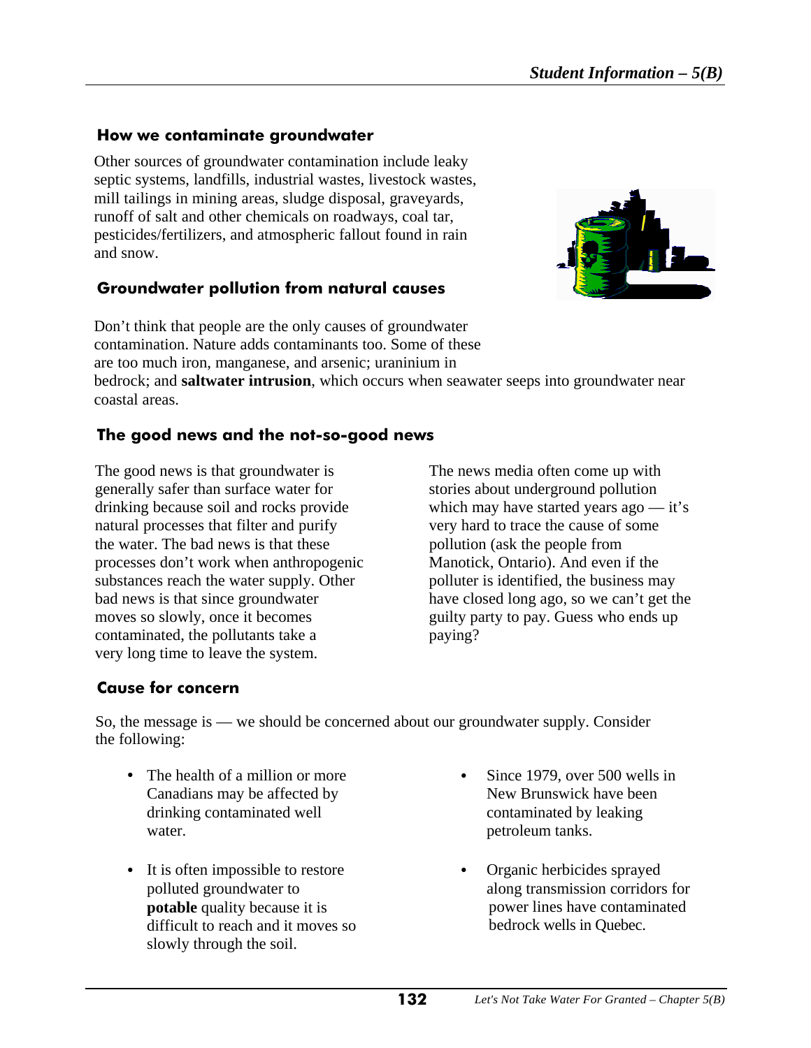## How we contaminate groundwater

Other sources of groundwater contamination include leaky septic systems, landfills, industrial wastes, livestock wastes, mill tailings in mining areas, sludge disposal, graveyards, runoff of salt and other chemicals on roadways, coal tar, pesticides/fertilizers, and atmospheric fallout found in rain and snow.

## Groundwater pollution from natural causes

Don't think that people are the only causes of groundwater contamination. Nature adds contaminants too. Some of these are too much iron, manganese, and arsenic; uraninium in bedrock; and **saltwater intrusion**, which occurs when seawater seeps into groundwater near coastal areas.

## The good news and the not-so-good news

The good news is that groundwater is generally safer than surface water for drinking because soil and rocks provide natural processes that filter and purify the water. The bad news is that these processes don't work when anthropogenic substances reach the water supply. Other bad news is that since groundwater moves so slowly, once it becomes contaminated, the pollutants take a very long time to leave the system.

The news media often come up with stories about underground pollution which may have started years ago — it's very hard to trace the cause of some pollution (ask the people from Manotick, Ontario). And even if the polluter is identified, the business may have closed long ago, so we can't get the guilty party to pay. Guess who ends up paying?

## Cause for concern

So, the message is — we should be concerned about our groundwater supply. Consider the following:

- The health of a million or more Canadians may be affected by drinking contaminated well water.
- It is often impossible to restore polluted groundwater to **potable** quality because it is difficult to reach and it moves so slowly through the soil.
- Since 1979, over 500 wells in New Brunswick have been contaminated by leaking petroleum tanks.
- Organic herbicides sprayed along transmission corridors for power lines have contaminated bedrock wells in Quebec.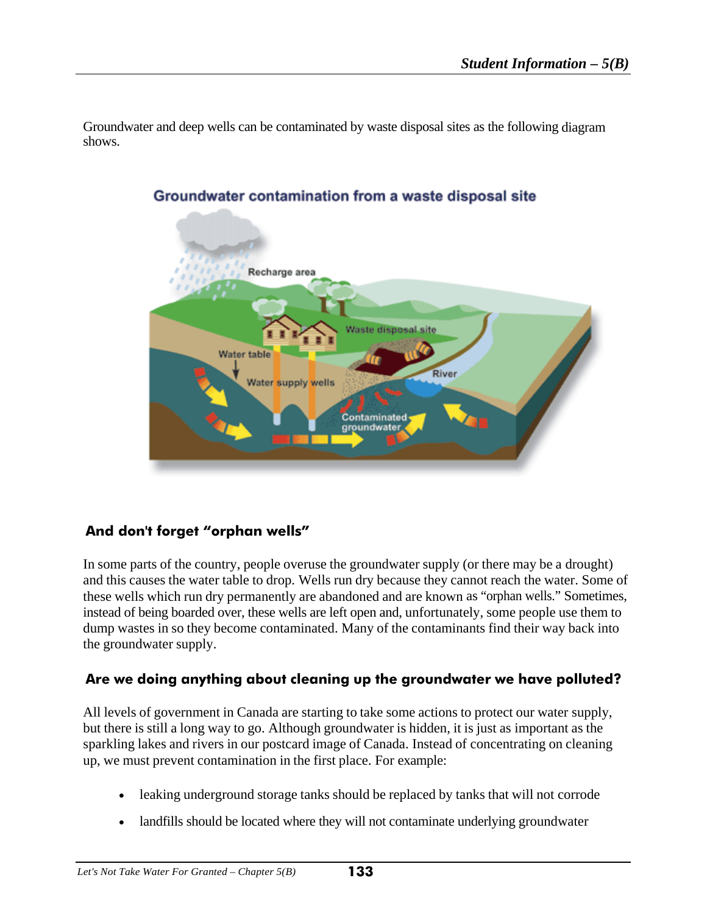Groundwater and deep wells can be contaminated by waste disposal sites as the following diagram shows.

**Groundwater contamination from a waste disposal site**

### And don't forget "orphan wells"

In some parts of the country, people overuse the groundwater supply (or there may be a drought) and this causes the water table to drop. Wells run dry because they cannot reach the water. Some of these wells which run dry permanently are abandoned and are known as "orphan wells." Sometimes, instead of being boarded over, these wells are left open and, unfortunately, some people use them to dump wastes in so they become contaminated. Many of the contaminants find their way back into the groundwater supply.

### Are we doing anything about cleaning up the groundwater we have polluted?

All levels of government in Canada are starting to take some actions to protect our water supply, but there is still a long way to go. Although groundwater is hidden, it is just as important as the sparkling lakes and rivers in our postcard image of Canada. Instead of concentrating on cleaning up, we must prevent contamination in the first place. For example:

- leaking underground storage tanks should be replaced by tanks that will not corrode
- landfills should be located where they will not contaminate underlying groundwater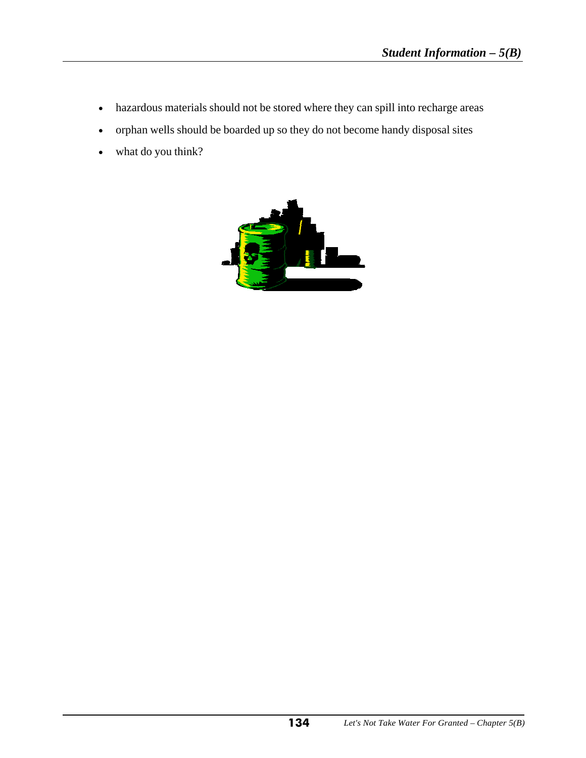- hazardous materials should not be stored where they can spill into recharge areas
- orphan wells should be boarded up so they do not become handy disposal sites
- what do you think?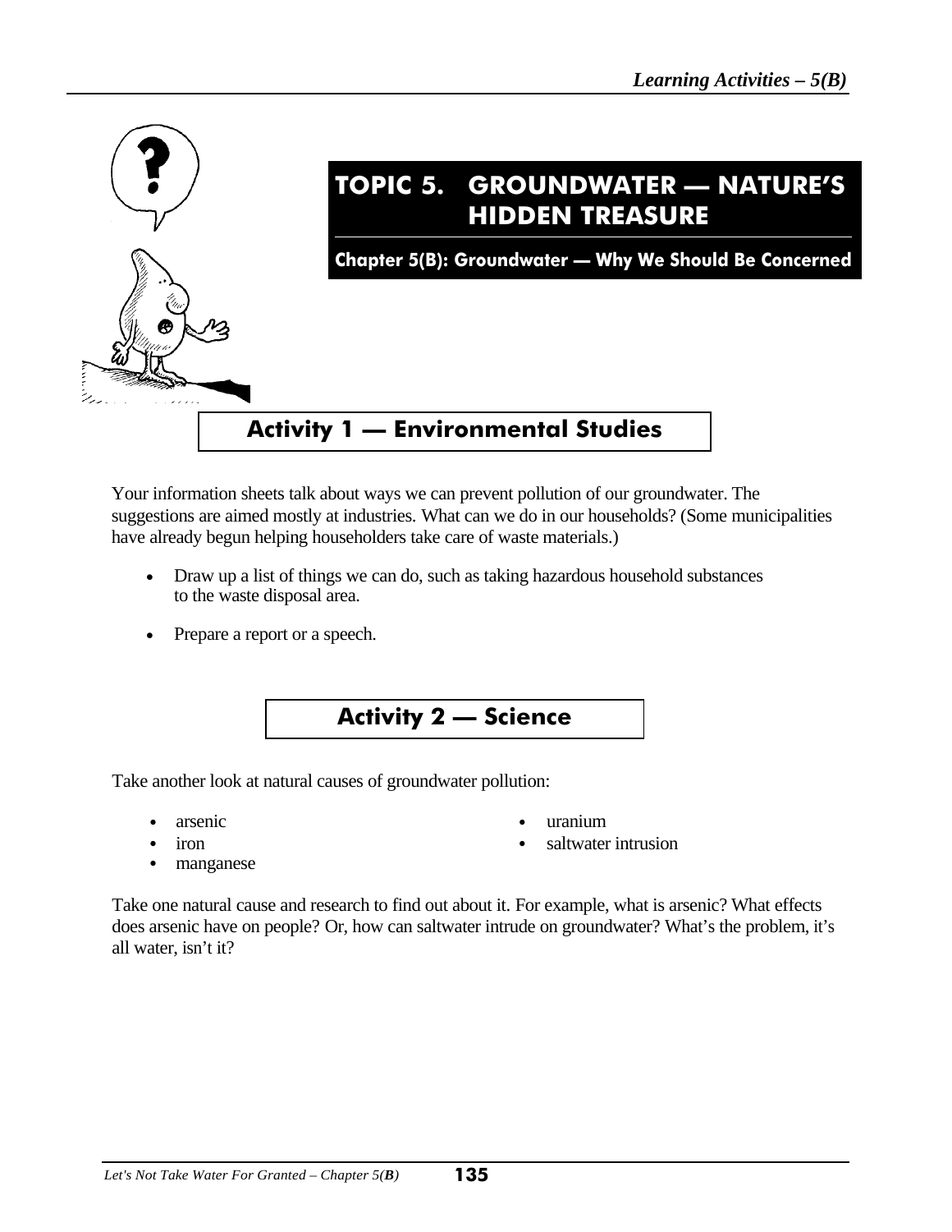# TOPIC 5. GROUNDWATER — NATURE'S HIDDEN TREASURE

## Chapter 5(B): Groundwater — Why We Should Be Concerned

### Activity 1 — Environmental Studies

Your information sheets talk about ways we can prevent pollution of our groundwater. The suggestions are aimed mostly at industries. What can we do in our households? (Some municipalities have already begun helping householders take care of waste materials.)

- Draw up a list of things we can do, such as taking hazardous household substances to the waste disposal area.
- Prepare a report or a speech.

### Activity 2 — Science

Take another look at natural causes of groundwater pollution:

- arsenic
- iron
- manganese
- uranium
- saltwater intrusion

Take one natural cause and research to find out about it. For example, what is arsenic? What effects does arsenic have on people? Or, how can saltwater intrude on groundwater? What's the problem, it's all water, isn't it?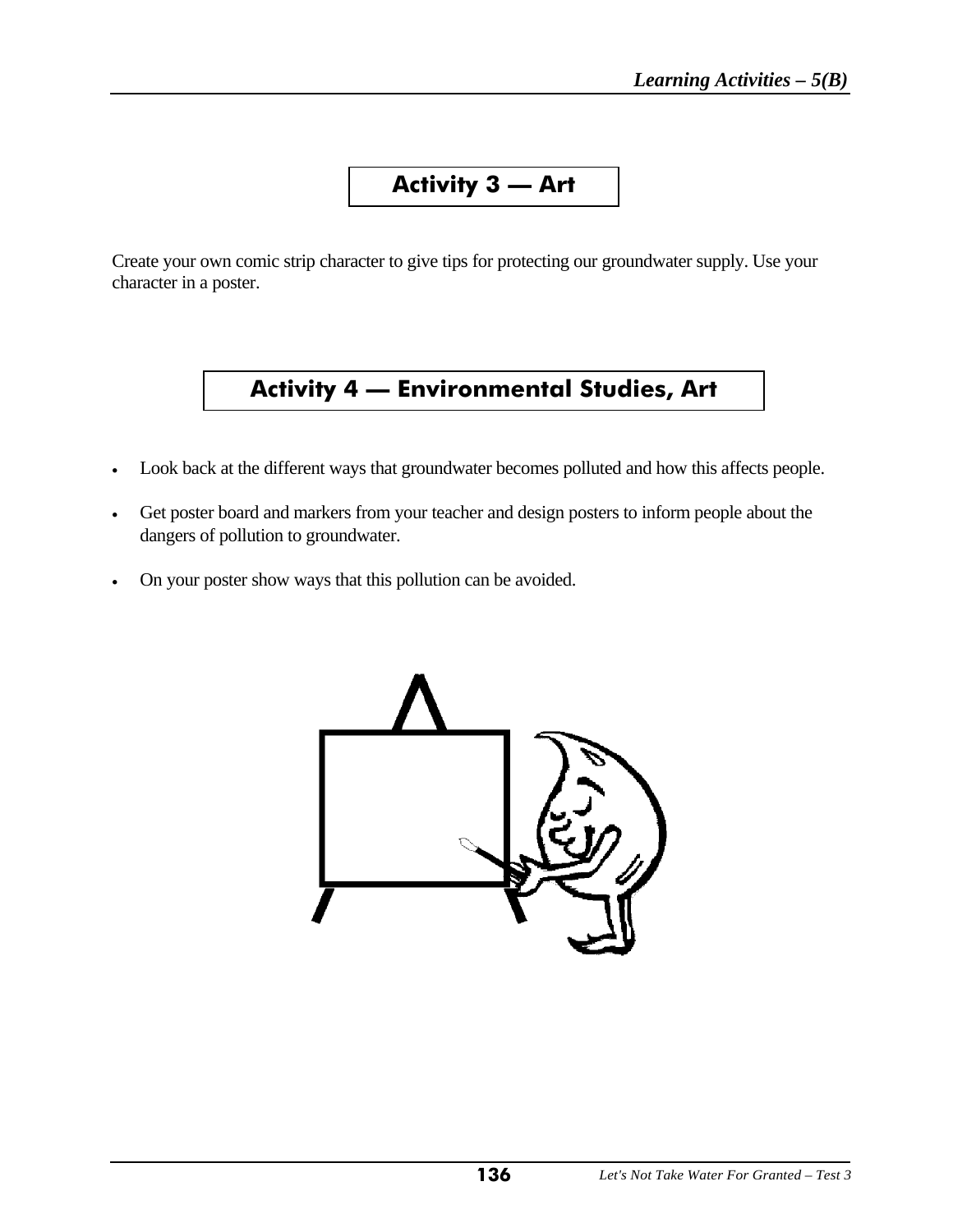## Activity 3 — Art

Create your own comic strip character to give tips for protecting our groundwater supply. Use your character in a poster.

## Activity 4 — Environmental Studies, Art

- Look back at the different ways that groundwater becomes polluted and how this affects people.
- Get poster board and markers from your teacher and design posters to inform people about the dangers of pollution to groundwater.
- On your poster show ways that this pollution can be avoided.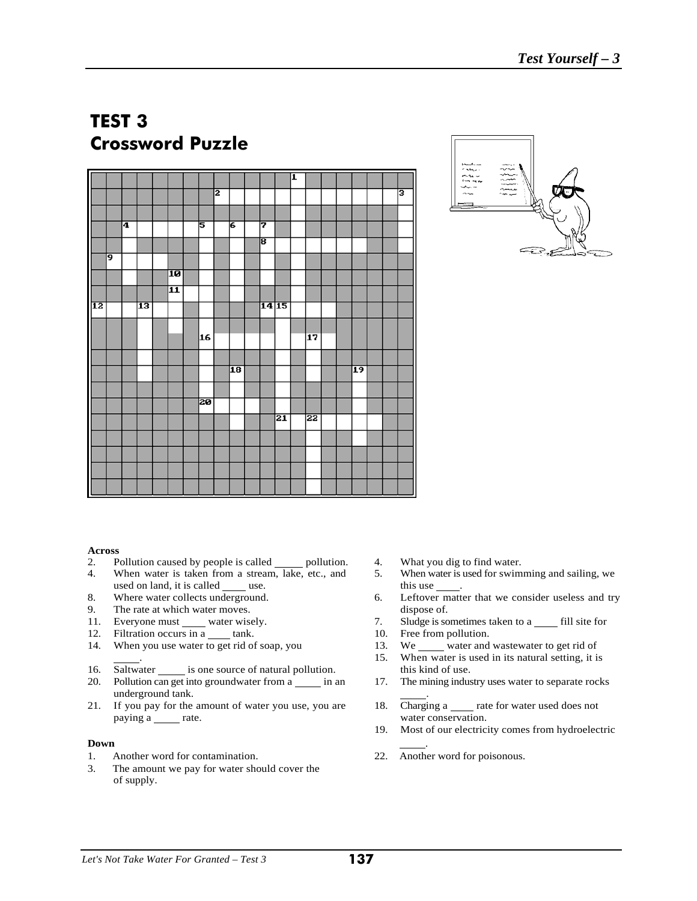# TEST 3
## Crossword Puzzle

**Across**

2. Pollution caused by people is called _____ pollution.
4. When water is taken from a stream, lake, etc., and used on land, it is called ____ use.
8. Where water collects underground.
9. The rate at which water moves.
11. Everyone must ____ water wisely.
12. Filtration occurs in a ____ tank.
14. When you use water to get rid of soap, you _____.
16. Saltwater _____ is one source of natural pollution.
20. Pollution can get into groundwater from a _____ in an underground tank.
21. If you pay for the amount of water you use, you are paying a _____ rate.

**Down**

1. Another word for contamination.
3. The amount we pay for water should cover the of supply.
4. What you dig to find water.
5. When water is used for swimming and sailing, we this use ____.
6. Leftover matter that we consider useless and try dispose of.
7. Sludge is sometimes taken to a ____ fill site for
10. Free from pollution.
13. We _____ water and wastewater to get rid of
15. When water is used in its natural setting, it is this kind of use.
17. The mining industry uses water to separate rocks _____.
18. Charging a ____ rate for water used does not water conservation.
19. Most of our electricity comes from hydroelectric _____.
22. Another word for poisonous.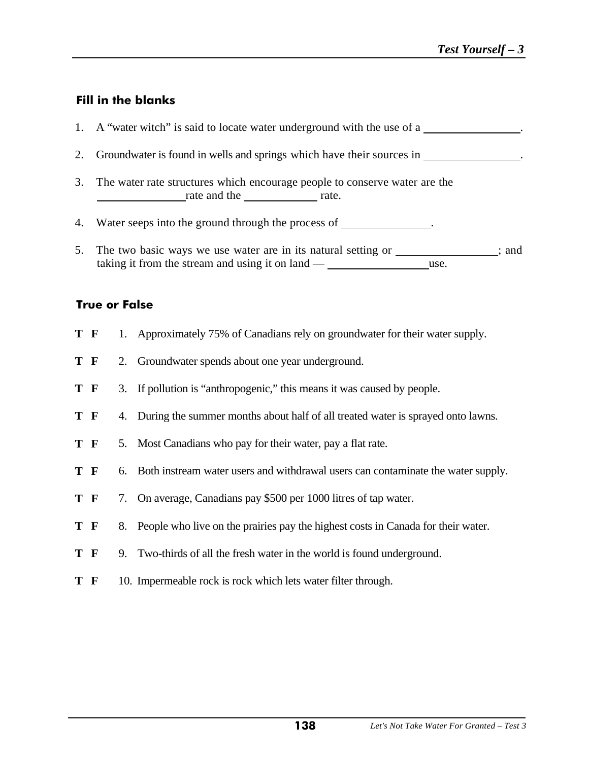## Fill in the blanks

1. A "water witch" is said to locate water underground with the use of a \_\_\_\_\_\_\_\_\_\_\_\_\_\_\_\_.

2. Groundwater is found in wells and springs which have their sources in \_\_\_\_\_\_\_\_\_\_\_\_\_\_\_\_.

3. The water rate structures which encourage people to conserve water are the \_\_\_\_\_\_\_\_\_\_\_\_\_\_\_\_ rate and the \_\_\_\_\_\_\_\_\_\_\_\_\_\_ rate.

4. Water seeps into the ground through the process of \_\_\_\_\_\_\_\_\_\_\_\_\_\_\_\_.

5. The two basic ways we use water are in its natural setting or \_\_\_\_\_\_\_\_\_\_\_\_\_\_\_\_\_\_; and taking it from the stream and using it on land — \_\_\_\_\_\_\_\_\_\_\_\_\_\_\_\_\_\_ use.

## True or False

**T F** 1. Approximately 75% of Canadians rely on groundwater for their water supply.

**T F** 2. Groundwater spends about one year underground.

**T F** 3. If pollution is "anthropogenic," this means it was caused by people.

**T F** 4. During the summer months about half of all treated water is sprayed onto lawns.

**T F** 5. Most Canadians who pay for their water, pay a flat rate.

**T F** 6. Both instream water users and withdrawal users can contaminate the water supply.

**T F** 7. On average, Canadians pay $500 per 1000 litres of tap water.

**T F** 8. People who live on the prairies pay the highest costs in Canada for their water.

**T F** 9. Two-thirds of all the fresh water in the world is found underground.

**T F** 10. Impermeable rock is rock which lets water filter through.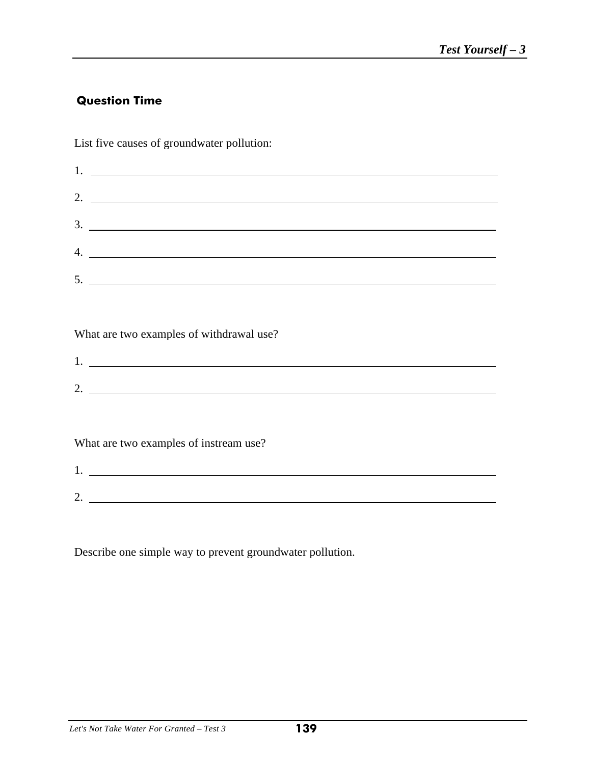## Question Time

List five causes of groundwater pollution:

1. ______________________________________________
2. ______________________________________________
3. ______________________________________________
4. ______________________________________________
5. ______________________________________________

What are two examples of withdrawal use?

1. ______________________________________________
2. ______________________________________________

What are two examples of instream use?

1. ______________________________________________
2. ______________________________________________

Describe one simple way to prevent groundwater pollution.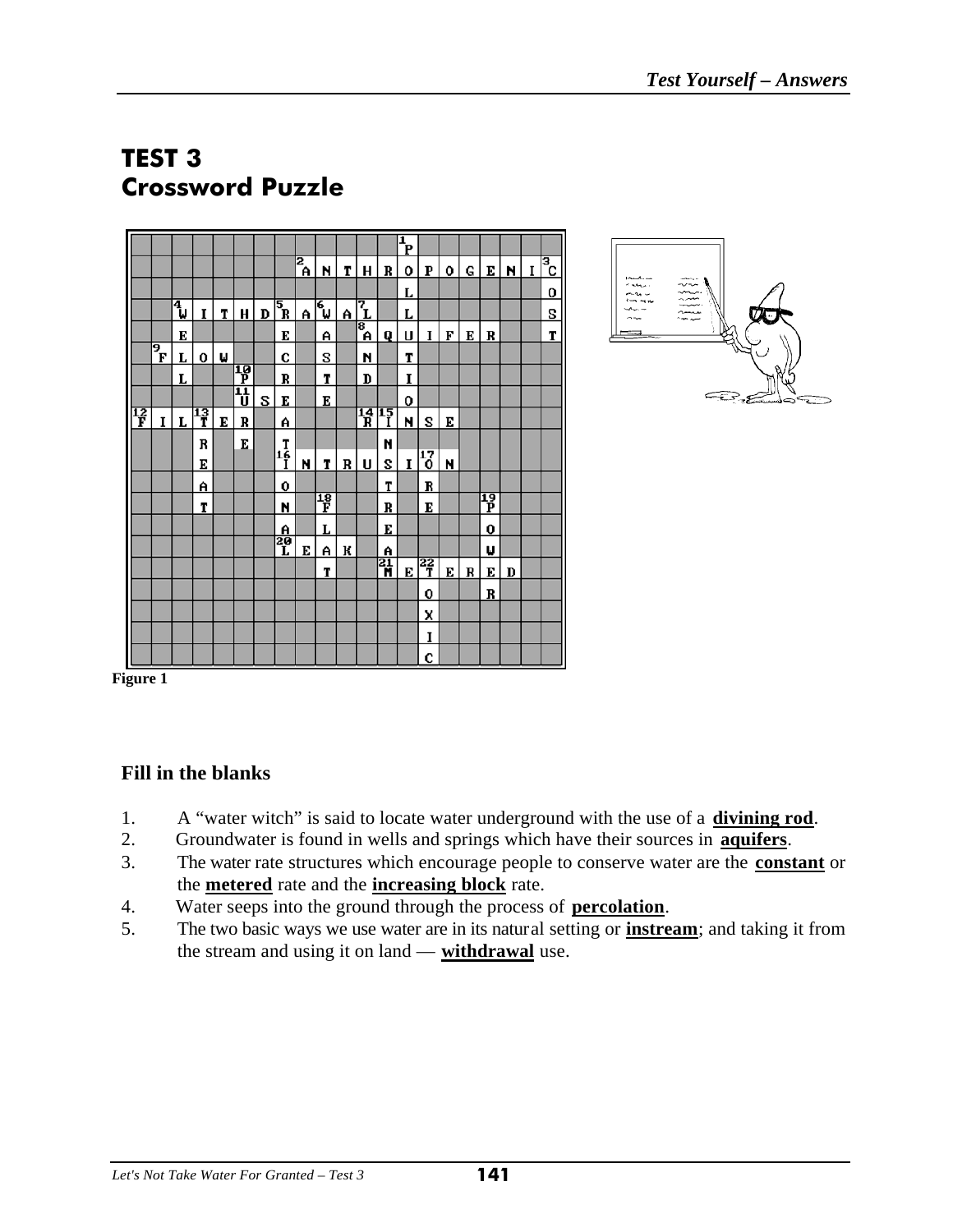## TEST 3
## Crossword Puzzle

Figure 1

### Fill in the blanks

1. A “water witch” is said to locate water underground with the use of a **divining rod**.
2. Groundwater is found in wells and springs which have their sources in **aquifers**.
3. The water rate structures which encourage people to conserve water are the **constant** or the **metered** rate and the **increasing block** rate.
4. Water seeps into the ground through the process of **percolation**.
5. The two basic ways we use water are in its natural setting or **instream**; and taking it from the stream and using it on land — **withdrawal** use.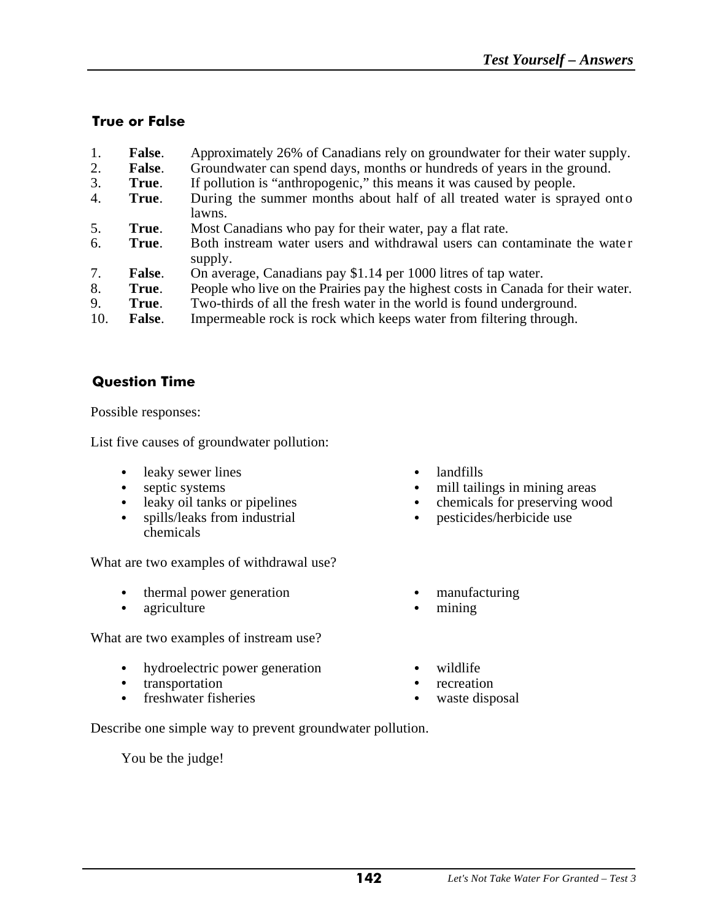## True or False

1. **False**. Approximately 26% of Canadians rely on groundwater for their water supply.
2. **False**. Groundwater can spend days, months or hundreds of years in the ground.
3. **True**. If pollution is "anthropogenic," this means it was caused by people.
4. **True**. During the summer months about half of all treated water is sprayed onto lawns.
5. **True**. Most Canadians who pay for their water, pay a flat rate.
6. **True**. Both instream water users and withdrawal users can contaminate the water supply.
7. **False**. On average, Canadians pay $1.14 per 1000 litres of tap water.
8. **True**. People who live on the Prairies pay the highest costs in Canada for their water.
9. **True**. Two-thirds of all the fresh water in the world is found underground.
10. **False**. Impermeable rock is rock which keeps water from filtering through.

## Question Time

Possible responses:

List five causes of groundwater pollution:

- leaky sewer lines
- septic systems
- leaky oil tanks or pipelines
- spills/leaks from industrial chemicals
- landfills
- mill tailings in mining areas
- chemicals for preserving wood
- pesticides/herbicide use

What are two examples of withdrawal use?

- thermal power generation
- agriculture
- manufacturing
- mining

What are two examples of instream use?

- hydroelectric power generation
- transportation
- freshwater fisheries
- wildlife
- recreation
- waste disposal

Describe one simple way to prevent groundwater pollution.

You be the judge!